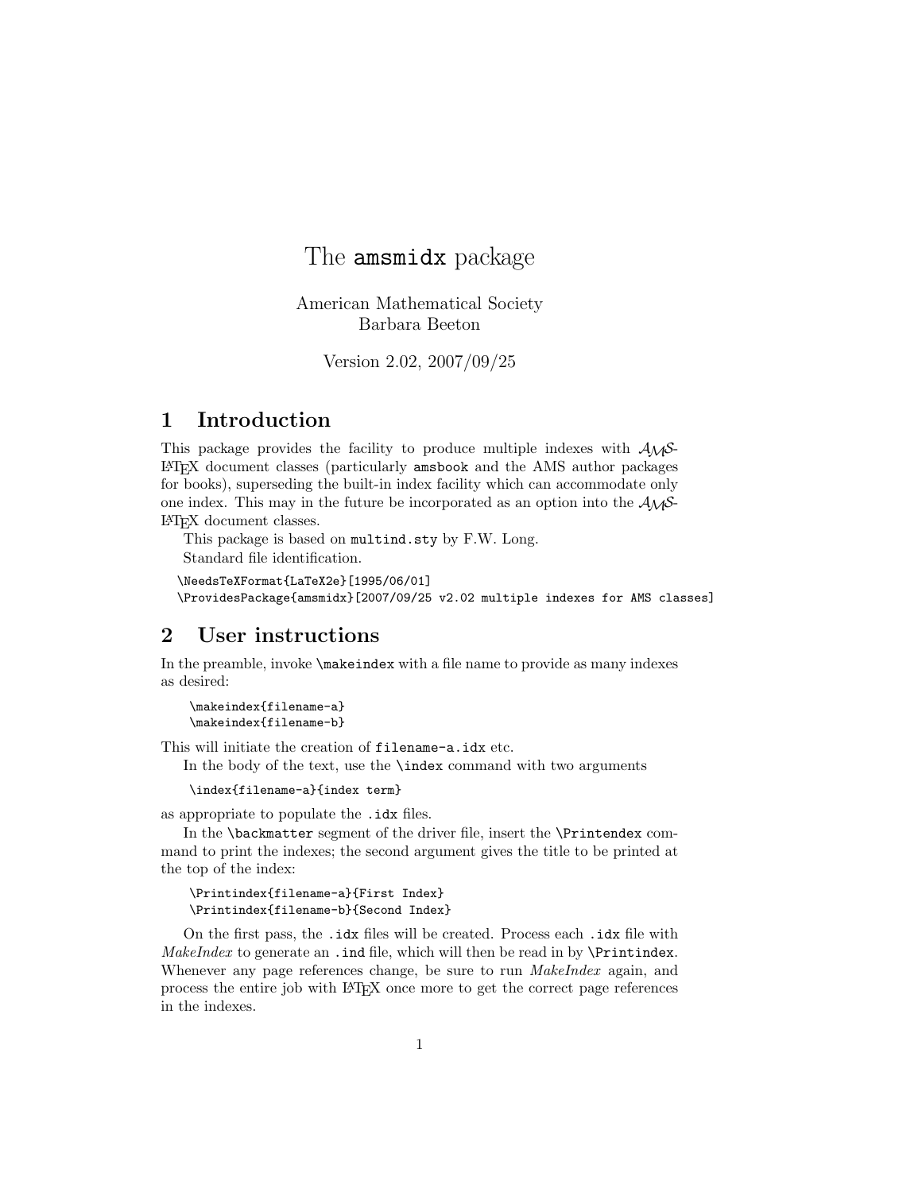# The amsmidx package

American Mathematical Society
Barbara Beeton

Version 2.02, 2007/09/25

## 1 Introduction

This package provides the facility to produce multiple indexes with AMS-LaTeX document classes (particularly `amsbook` and the AMS author packages for books), superseding the built-in index facility which can accommodate only one index. This may in the future be incorporated as an option into the AMS-LaTeX document classes.

This package is based on `multind.sty` by F.W. Long.

Standard file identification.

```
\NeedsTeXFormat{LaTeX2e}[1995/06/01]
\ProvidesPackage{amsmidx}[2007/09/25 v2.02 multiple indexes for AMS classes]
```

## 2 User instructions

In the preamble, invoke `\makeindex` with a file name to provide as many indexes as desired:

```
\makeindex{filename-a}
\makeindex{filename-b}
```

This will initiate the creation of `filename-a.idx` etc.

In the body of the text, use the `\index` command with two arguments

```
\index{filename-a}{index term}
```

as appropriate to populate the `.idx` files.

In the `\backmatter` segment of the driver file, insert the `\Printindex` command to print the indexes; the second argument gives the title to be printed at the top of the index:

```
\Printindex{filename-a}{First Index}
\Printindex{filename-b}{Second Index}
```

On the first pass, the `.idx` files will be created. Process each `.idx` file with *MakeIndex* to generate an `.ind` file, which will then be read in by `\Printindex`. Whenever any page references change, be sure to run *MakeIndex* again, and process the entire job with LaTeX once more to get the correct page references in the indexes.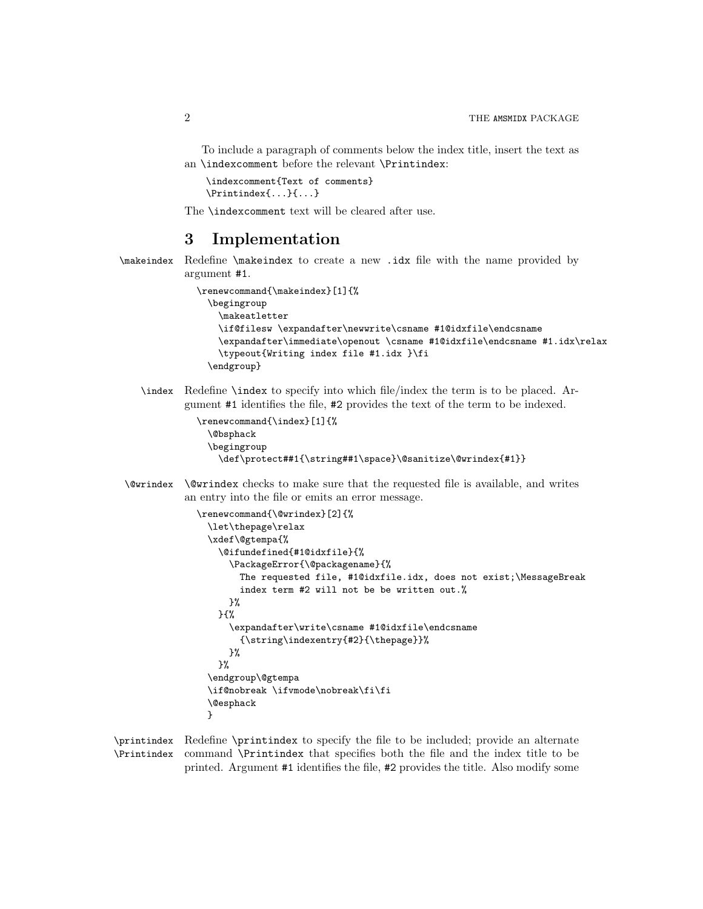To include a paragraph of comments below the index title, insert the text as an `\indexcomment` before the relevant `\Printindex`:

```
\indexcomment{Text of comments}
\Printindex{...}{...}
```

The `\indexcomment` text will be cleared after use.

# 3 Implementation

`\makeindex` Redefine `\makeindex` to create a new `.idx` file with the name provided by argument `#1`.

```
\renewcommand{\makeindex}[1]{%
  \begingroup
    \makeatletter
    \if@filesw \expandafter\newwrite\csname #1@idxfile\endcsname
    \expandafter\immediate\openout \csname #1@idxfile\endcsname #1.idx\relax
    \typeout{Writing index file #1.idx }\fi
  \endgroup}
```

`\index` Redefine `\index` to specify into which file/index the term is to be placed. Argument `#1` identifies the file, `#2` provides the text of the term to be indexed.

```
\renewcommand{\index}[1]{%
  \@bsphack
  \begingroup
    \def\protect##1{\string##1\space}\@sanitize\@wrindex{#1}}
```

`\@wrindex` `\@wrindex` checks to make sure that the requested file is available, and writes an entry into the file or emits an error message.

```
\renewcommand{\@wrindex}[2]{%
  \let\thepage\relax
  \xdef\@gtempa{%
    \@ifundefined{#1@idxfile}{%
      \PackageError{\@packagename}{%
        The requested file, #1@idxfile.idx, does not exist;\MessageBreak
        index term #2 will not be be written out.%
      }%
    }{%
      \expandafter\write\csname #1@idxfile\endcsname
        {\string\indexentry{#2}{\thepage}}%
      }%
    }%
  \endgroup\@gtempa
  \if@nobreak \ifvmode\nobreak\fi\fi
  \@esphack
  }
```

`\printindex` `\Printindex` Redefine `\printindex` to specify the file to be included; provide an alternate command `\Printindex` that specifies both the file and the index title to be printed. Argument `#1` identifies the file, `#2` provides the title. Also modify some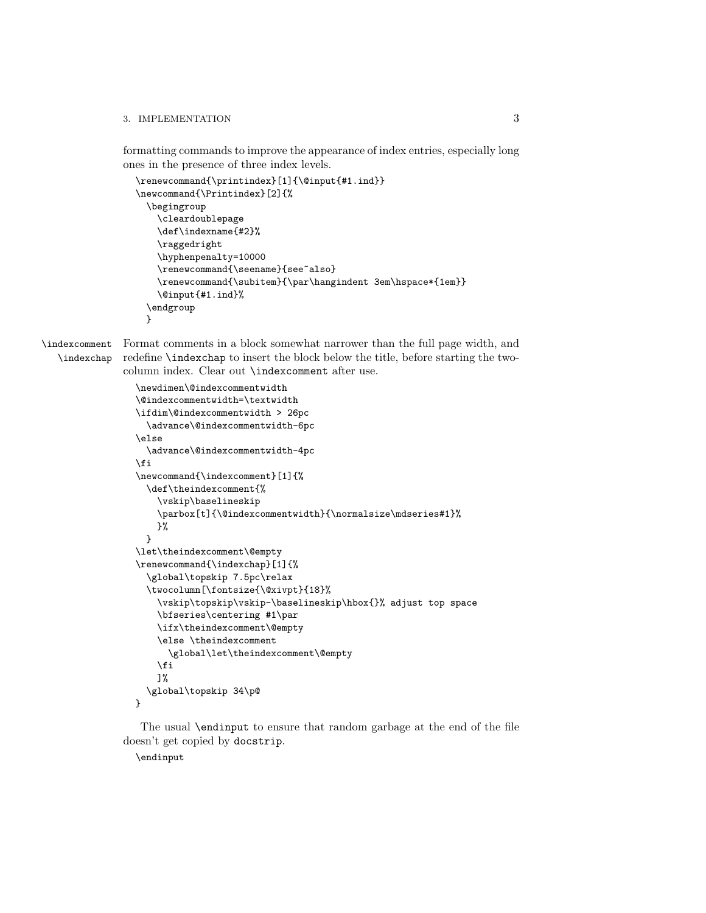formatting commands to improve the appearance of index entries, especially long ones in the presence of three index levels.

```
\renewcommand{\printindex}[1]{\@input{#1.ind}}
\newcommand{\Printindex}[2]{%
  \begingroup
    \cleardoublepage
    \def\indexname{#2}%
    \raggedright
    \hyphenpenalty=10000
    \renewcommand{\seename}{see~also}
    \renewcommand{\subitem}{\par\hangindent 3em\hspace*{1em}}
    \@input{#1.ind}%
  \endgroup
  }
```

\indexcomment \indexchap Format comments in a block somewhat narrower than the full page width, and redefine `\indexchap` to insert the block below the title, before starting the two-column index. Clear out `\indexcomment` after use.

```
\newdimen\@indexcommentwidth
\@indexcommentwidth=\textwidth
\ifdim\@indexcommentwidth > 26pc
  \advance\@indexcommentwidth-6pc
\else
  \advance\@indexcommentwidth-4pc
\fi
\newcommand{\indexcomment}[1]{%
  \def\theindexcomment{%
    \vskip\baselineskip
    \parbox[t]{\@indexcommentwidth}{\normalsize\mdseries#1}%
    }%
  }
\let\theindexcomment\@empty
\renewcommand{\indexchap}[1]{%
  \global\topskip 7.5pc\relax
  \twocolumn[\fontsize{\@xivpt}{18}%
    \vskip\topskip\vskip-\baselineskip\hbox{}% adjust top space
    \bfseries\centering #1\par
    \ifx\theindexcomment\@empty
    \else \theindexcomment
      \global\let\theindexcomment\@empty
    \fi
    ]%
  \global\topskip 34\p@
}
```

The usual `\endinput` to ensure that random garbage at the end of the file doesn't get copied by `docstrip`.

```
\endinput
```